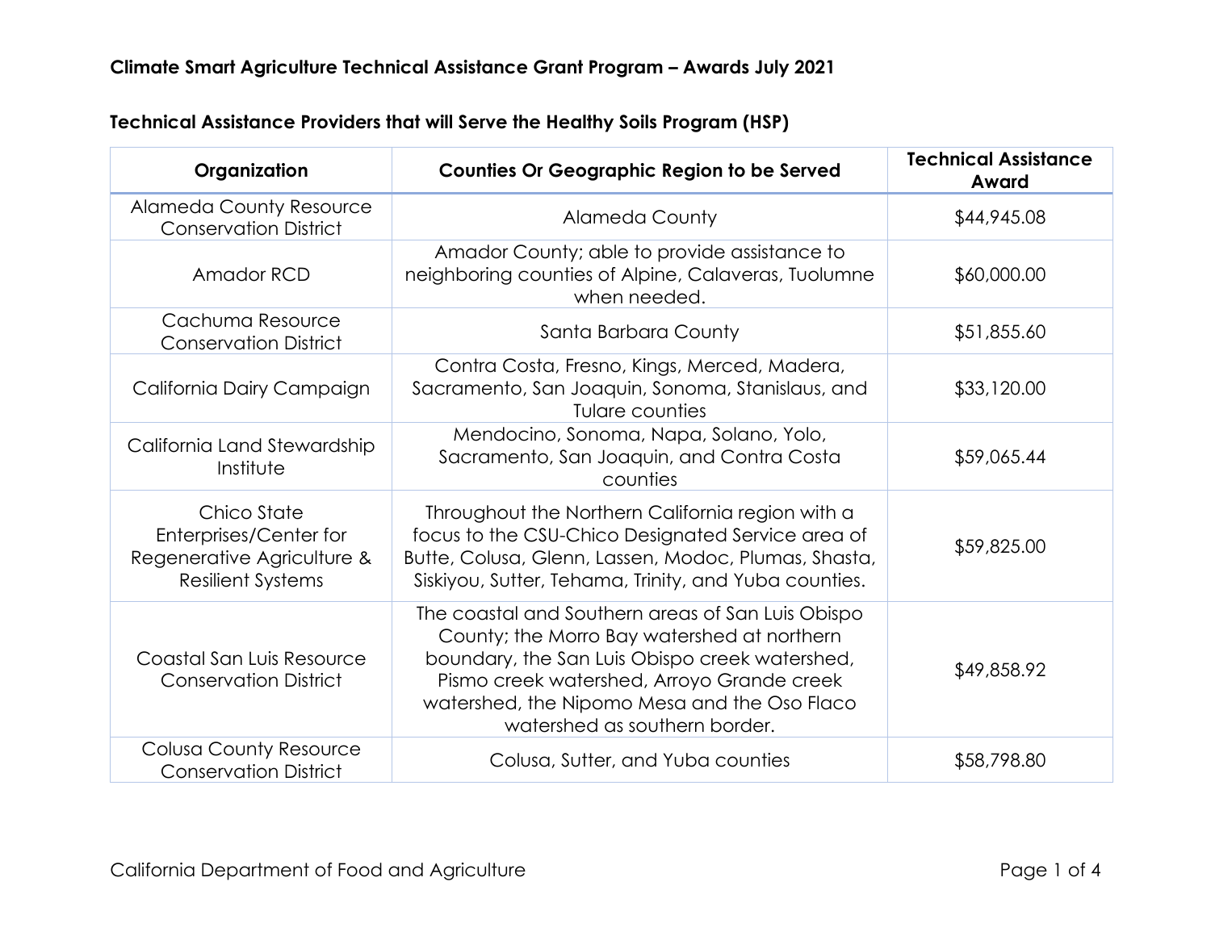# Climate Smart Agriculture Technical Assistance Grant Program – Awards July 2021

## Technical Assistance Providers that will Serve the Healthy Soils Program (HSP)

| Organization | Counties Or Geographic Region to be Served | Technical Assistance Award |
|---|---|---|
| Alameda County Resource Conservation District | Alameda County | $44,945.08 |
| Amador RCD | Amador County; able to provide assistance to neighboring counties of Alpine, Calaveras, Tuolumne when needed. | $60,000.00 |
| Cachuma Resource Conservation District | Santa Barbara County | $51,855.60 |
| California Dairy Campaign | Contra Costa, Fresno, Kings, Merced, Madera, Sacramento, San Joaquin, Sonoma, Stanislaus, and Tulare counties | $33,120.00 |
| California Land Stewardship Institute | Mendocino, Sonoma, Napa, Solano, Yolo, Sacramento, San Joaquin, and Contra Costa counties | $59,065.44 |
| Chico State Enterprises/Center for Regenerative Agriculture & Resilient Systems | Throughout the Northern California region with a focus to the CSU-Chico Designated Service area of Butte, Colusa, Glenn, Lassen, Modoc, Plumas, Shasta, Siskiyou, Sutter, Tehama, Trinity, and Yuba counties. | $59,825.00 |
| Coastal San Luis Resource Conservation District | The coastal and Southern areas of San Luis Obispo County; the Morro Bay watershed at northern boundary, the San Luis Obispo creek watershed, Pismo creek watershed, Arroyo Grande creek watershed, the Nipomo Mesa and the Oso Flaco watershed as southern border. | $49,858.92 |
| Colusa County Resource Conservation District | Colusa, Sutter, and Yuba counties | $58,798.80 |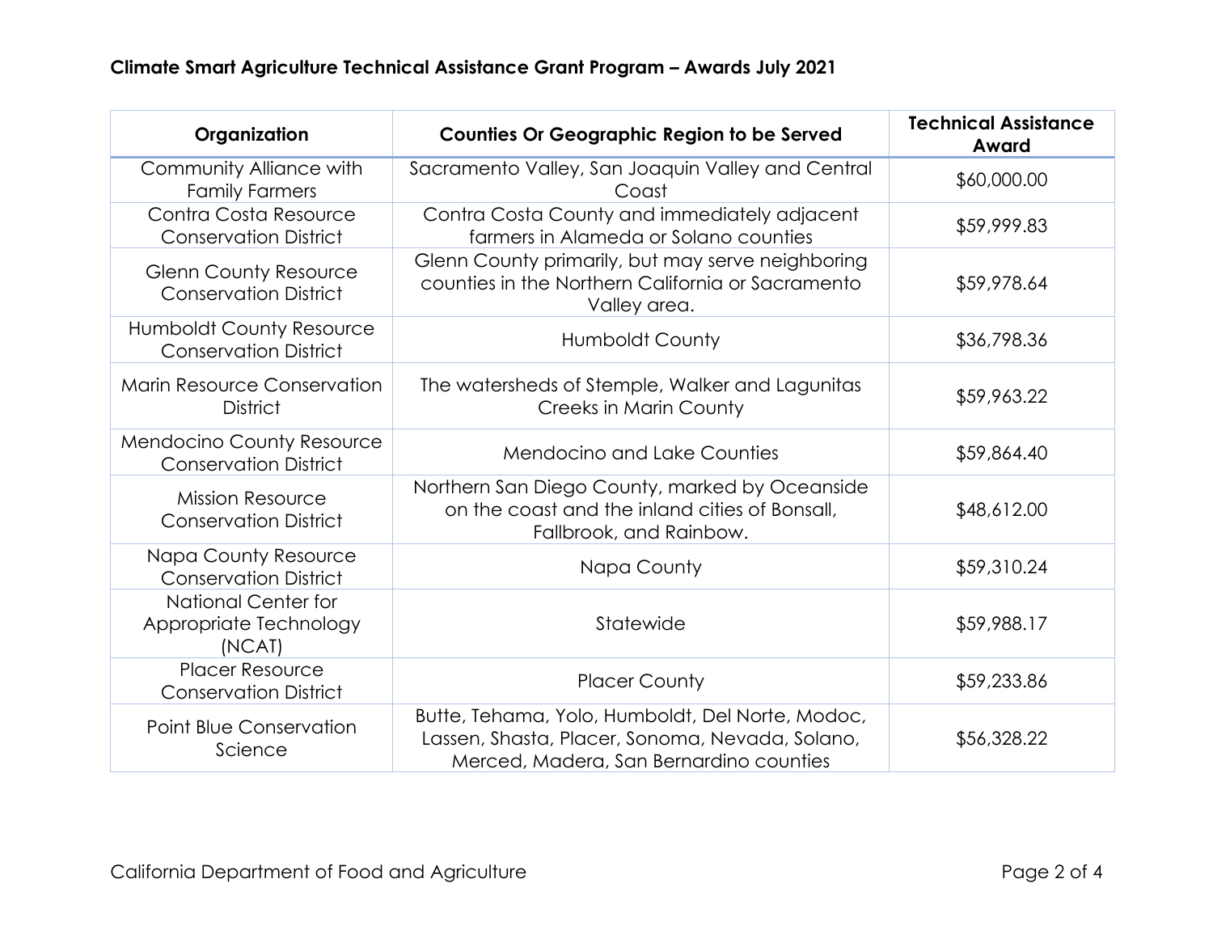**Climate Smart Agriculture Technical Assistance Grant Program – Awards July 2021**

| Organization | Counties Or Geographic Region to be Served | Technical Assistance Award |
|---|---|---|
| Community Alliance with Family Farmers | Sacramento Valley, San Joaquin Valley and Central Coast | $60,000.00 |
| Contra Costa Resource Conservation District | Contra Costa County and immediately adjacent farmers in Alameda or Solano counties | $59,999.83 |
| Glenn County Resource Conservation District | Glenn County primarily, but may serve neighboring counties in the Northern California or Sacramento Valley area. | $59,978.64 |
| Humboldt County Resource Conservation District | Humboldt County | $36,798.36 |
| Marin Resource Conservation District | The watersheds of Stemple, Walker and Lagunitas Creeks in Marin County | $59,963.22 |
| Mendocino County Resource Conservation District | Mendocino and Lake Counties | $59,864.40 |
| Mission Resource Conservation District | Northern San Diego County, marked by Oceanside on the coast and the inland cities of Bonsall, Fallbrook, and Rainbow. | $48,612.00 |
| Napa County Resource Conservation District | Napa County | $59,310.24 |
| National Center for Appropriate Technology (NCAT) | Statewide | $59,988.17 |
| Placer Resource Conservation District | Placer County | $59,233.86 |
| Point Blue Conservation Science | Butte, Tehama, Yolo, Humboldt, Del Norte, Modoc, Lassen, Shasta, Placer, Sonoma, Nevada, Solano, Merced, Madera, San Bernardino counties | $56,328.22 |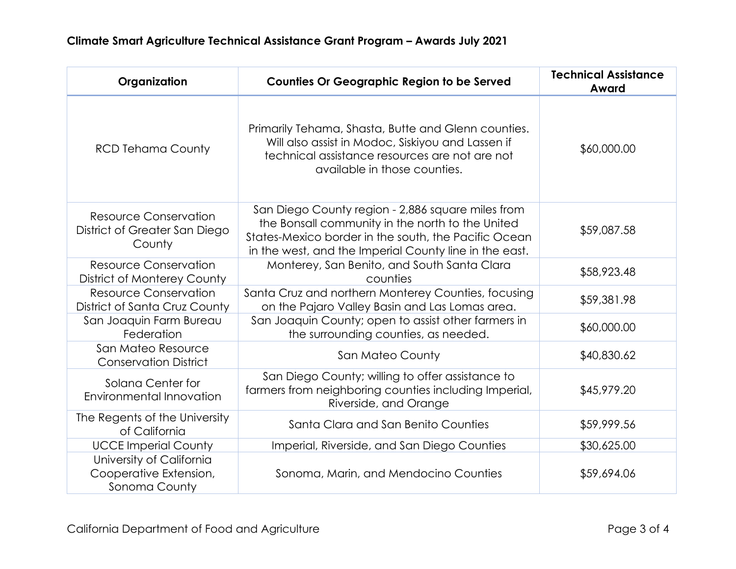**Climate Smart Agriculture Technical Assistance Grant Program – Awards July 2021**

| Organization | Counties Or Geographic Region to be Served | Technical Assistance Award |
|---|---|---|
| RCD Tehama County | Primarily Tehama, Shasta, Butte and Glenn counties. Will also assist in Modoc, Siskiyou and Lassen if technical assistance resources are not are not available in those counties. | $60,000.00 |
| Resource Conservation District of Greater San Diego County | San Diego County region - 2,886 square miles from the Bonsall community in the north to the United States-Mexico border in the south, the Pacific Ocean in the west, and the Imperial County line in the east. | $59,087.58 |
| Resource Conservation District of Monterey County | Monterey, San Benito, and South Santa Clara counties | $58,923.48 |
| Resource Conservation District of Santa Cruz County | Santa Cruz and northern Monterey Counties, focusing on the Pajaro Valley Basin and Las Lomas area. | $59,381.98 |
| San Joaquin Farm Bureau Federation | San Joaquin County; open to assist other farmers in the surrounding counties, as needed. | $60,000.00 |
| San Mateo Resource Conservation District | San Mateo County | $40,830.62 |
| Solana Center for Environmental Innovation | San Diego County; willing to offer assistance to farmers from neighboring counties including Imperial, Riverside, and Orange | $45,979.20 |
| The Regents of the University of California | Santa Clara and San Benito Counties | $59,999.56 |
| UCCE Imperial County | Imperial, Riverside, and San Diego Counties | $30,625.00 |
| University of California Cooperative Extension, Sonoma County | Sonoma, Marin, and Mendocino Counties | $59,694.06 |

California Department of Food and Agriculture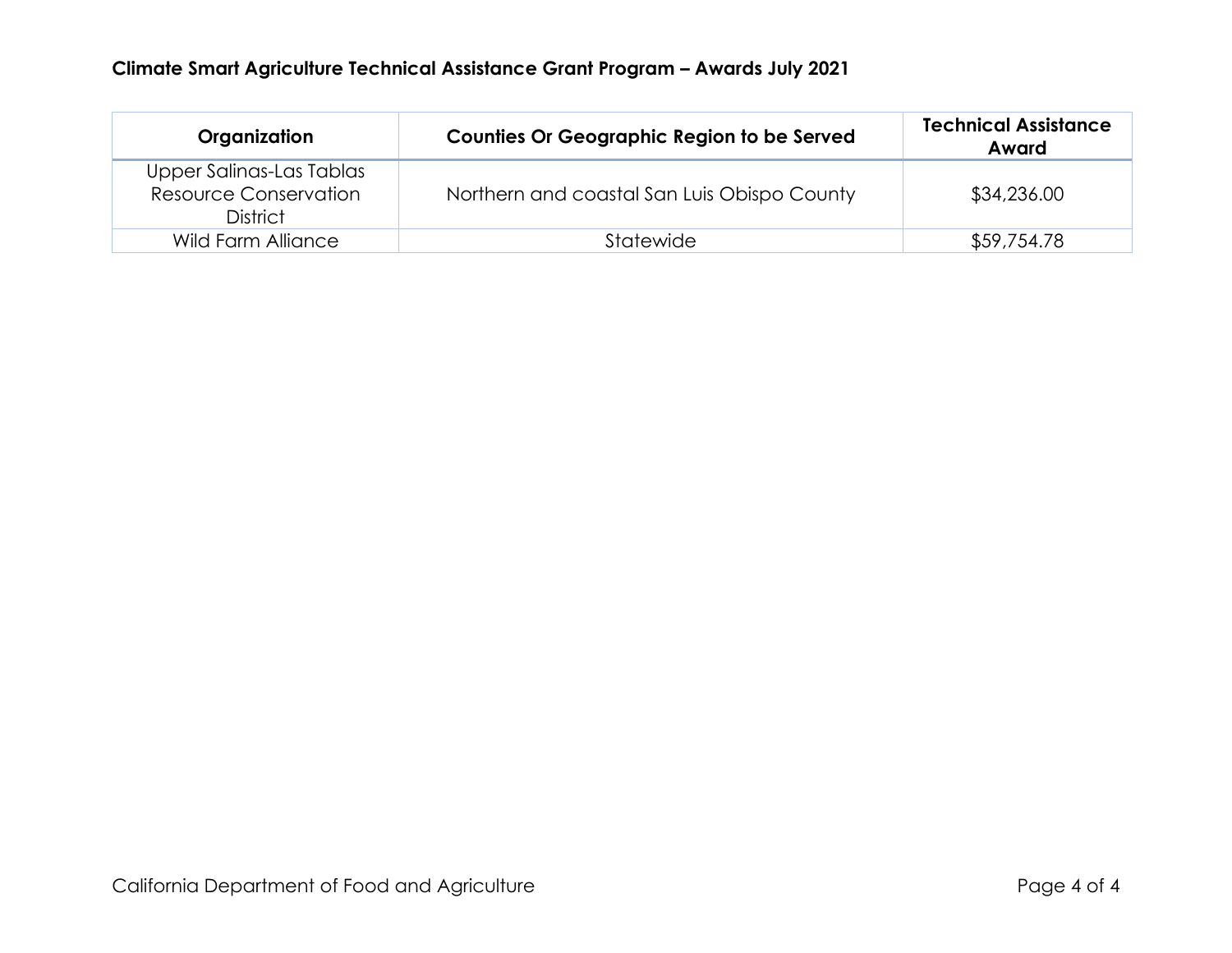**Climate Smart Agriculture Technical Assistance Grant Program – Awards July 2021**

| Organization | Counties Or Geographic Region to be Served | Technical Assistance Award |
|---|---|---|
| Upper Salinas-Las Tablas Resource Conservation District | Northern and coastal San Luis Obispo County | $34,236.00 |
| Wild Farm Alliance | Statewide | $59,754.78 |